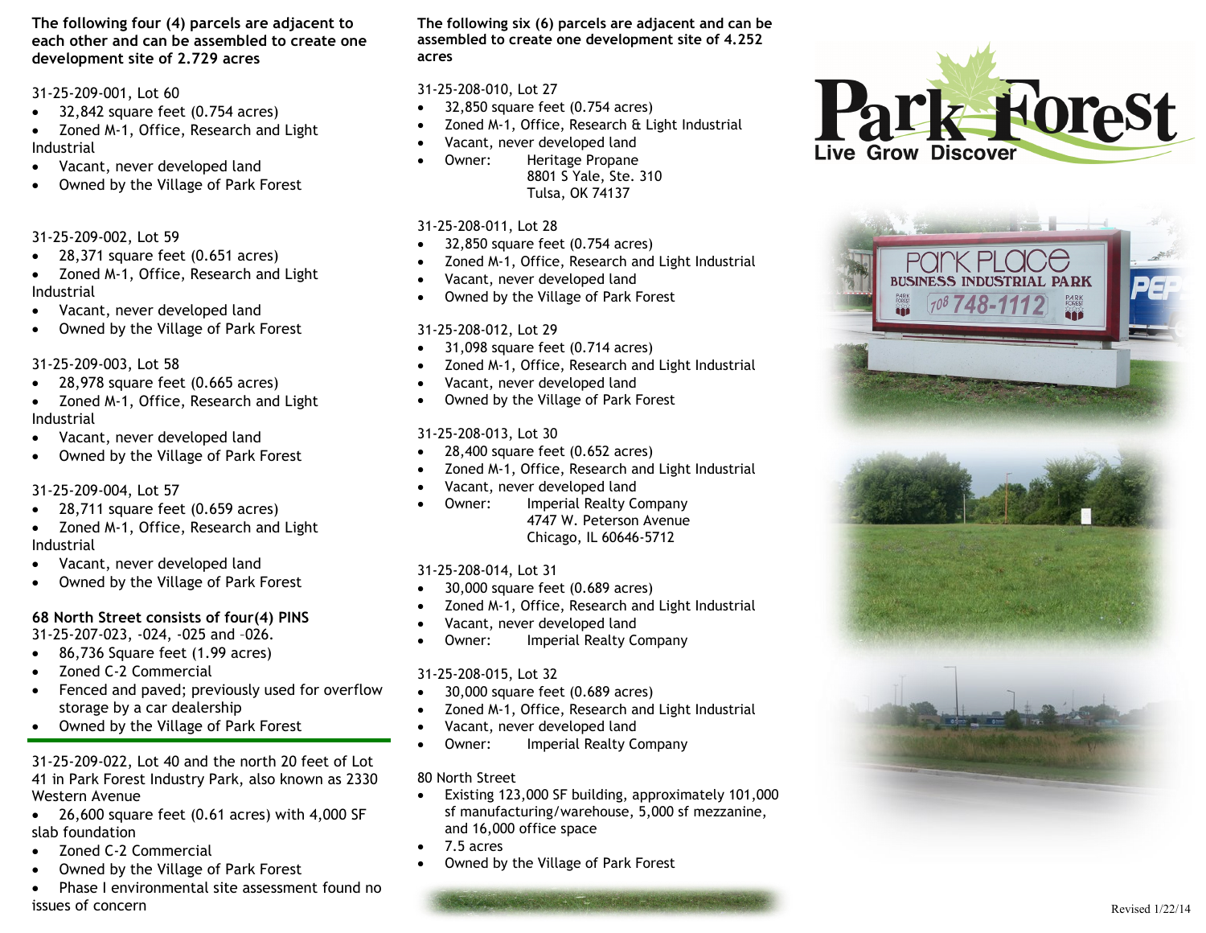**The following four (4) parcels are adjacent to each other and can be assembled to create one development site of 2.729 acres**

31-25-209-001, Lot 60

- 32,842 square feet (0.754 acres)
- Zoned M-1, Office, Research and Light Industrial
- Vacant, never developed land
- Owned by the Village of Park Forest

31-25-209-002, Lot 59

- 28,371 square feet (0.651 acres)
- Zoned M-1, Office, Research and Light Industrial
- Vacant, never developed land
- Owned by the Village of Park Forest

31-25-209-003, Lot 58

- 28,978 square feet (0.665 acres)
- Zoned M-1, Office, Research and Light Industrial
- Vacant, never developed land
- Owned by the Village of Park Forest

31-25-209-004, Lot 57

- 28,711 square feet (0.659 acres)
- Zoned M-1, Office, Research and Light Industrial
- Vacant, never developed land
- Owned by the Village of Park Forest

**68 North Street consists of four(4) PINS**
31-25-207-023, -024, -025 and –026.

- 86,736 Square feet (1.99 acres)
- Zoned C-2 Commercial
- Fenced and paved; previously used for overflow storage by a car dealership
- Owned by the Village of Park Forest

31-25-209-022, Lot 40 and the north 20 feet of Lot 41 in Park Forest Industry Park, also known as 2330 Western Avenue

- 26,600 square feet (0.61 acres) with 4,000 SF slab foundation
- Zoned C-2 Commercial
- Owned by the Village of Park Forest
- Phase I environmental site assessment found no issues of concern

**The following six (6) parcels are adjacent and can be assembled to create one development site of 4.252 acres**

31-25-208-010, Lot 27

- 32,850 square feet (0.754 acres)
- Zoned M-1, Office, Research & Light Industrial
- Vacant, never developed land
- Owner: Heritage Propane
  8801 S Yale, Ste. 310
  Tulsa, OK 74137

31-25-208-011, Lot 28

- 32,850 square feet (0.754 acres)
- Zoned M-1, Office, Research and Light Industrial
- Vacant, never developed land
- Owned by the Village of Park Forest

31-25-208-012, Lot 29

- 31,098 square feet (0.714 acres)
- Zoned M-1, Office, Research and Light Industrial
- Vacant, never developed land
- Owned by the Village of Park Forest

31-25-208-013, Lot 30

- 28,400 square feet (0.652 acres)
- Zoned M-1, Office, Research and Light Industrial
- Vacant, never developed land
- Owner: Imperial Realty Company
  4747 W. Peterson Avenue
  Chicago, IL 60646-5712

31-25-208-014, Lot 31

- 30,000 square feet (0.689 acres)
- Zoned M-1, Office, Research and Light Industrial
- Vacant, never developed land
- Owner: Imperial Realty Company

31-25-208-015, Lot 32

- 30,000 square feet (0.689 acres)
- Zoned M-1, Office, Research and Light Industrial
- Vacant, never developed land
- Owner: Imperial Realty Company

80 North Street

- Existing 123,000 SF building, approximately 101,000 sf manufacturing/warehouse, 5,000 sf mezzanine, and 16,000 office space
- 7.5 acres
- Owned by the Village of Park Forest

Park Forest
Live Grow Discover

Revised 1/22/14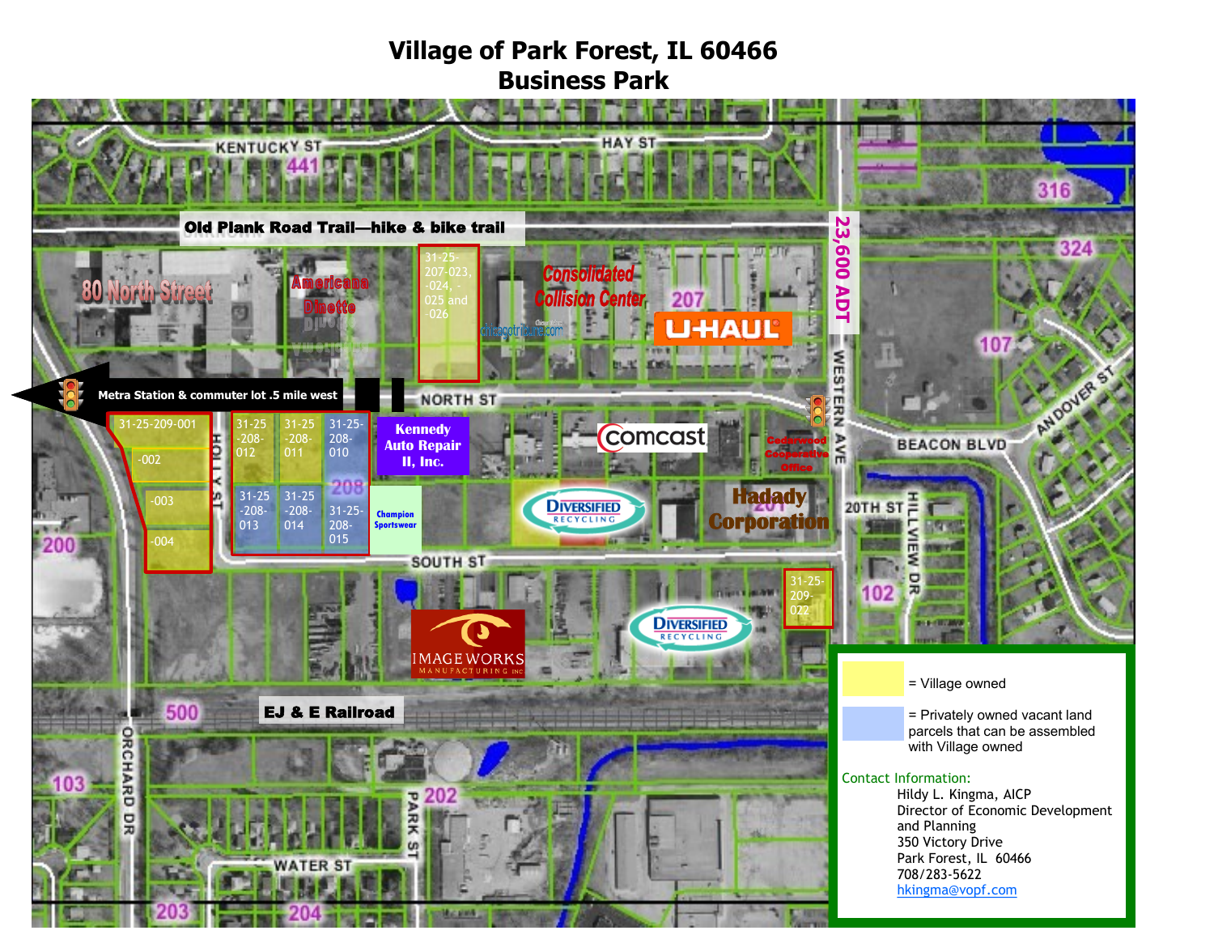# Village of Park Forest, IL 60466
## Business Park

Old Plank Road Trail—hike & bike trail

KENTUCKY ST

441

HAY ST

316

324

107

ANDOVER ST

23,600 ADT

WESTERN AVE

80 North Street

Americana Dinette

31-25-207-023, -024, -025 and -026

Consolidated Collision Center

207

U-HAUL

Metra Station & commuter lot .5 mile west

NORTH ST

31-25-209-001

-002

-003

-004

HOLLY ST

31-25-208-012

31-25-208-011

31-25-208-010

208

31-25-208-013

31-25-208-014

31-25-208-015

Kennedy Auto Repair II, Inc.

Champion Sportswear

comcast

DIVERSIFIED RECYCLING

Cedarwood Cooperative Office

Hadady Corporation

201

BEACON BLVD

20TH ST

HILLVIEW DR

200

SOUTH ST

31-25-209-022

102

IMAGEWORKS MANUFACTURING INC

DIVERSIFIED RECYCLING

500

EJ & E Railroad

ORCHARD DR

103

202

PARK ST

WATER ST

203

204

= Village owned

= Privately owned vacant land parcels that can be assembled with Village owned

Contact Information:

Hildy L. Kingma, AICP
Director of Economic Development and Planning
350 Victory Drive
Park Forest, IL 60466
708/283-5622
hkingma@vopf.com